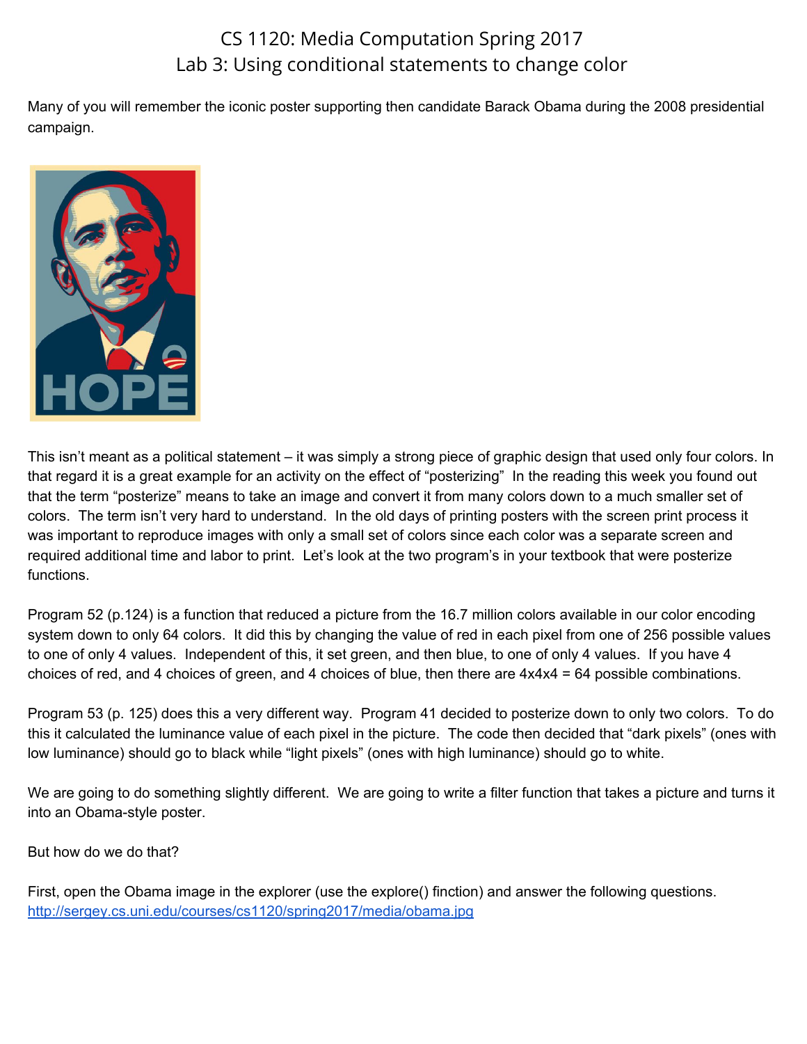# CS 1120: Media Computation Spring 2017
## Lab 3: Using conditional statements to change color

Many of you will remember the iconic poster supporting then candidate Barack Obama during the 2008 presidential campaign.

This isn't meant as a political statement – it was simply a strong piece of graphic design that used only four colors. In that regard it is a great example for an activity on the effect of "posterizing" In the reading this week you found out that the term "posterize" means to take an image and convert it from many colors down to a much smaller set of colors. The term isn't very hard to understand. In the old days of printing posters with the screen print process it was important to reproduce images with only a small set of colors since each color was a separate screen and required additional time and labor to print. Let's look at the two program's in your textbook that were posterize functions.

Program 52 (p.124) is a function that reduced a picture from the 16.7 million colors available in our color encoding system down to only 64 colors. It did this by changing the value of red in each pixel from one of 256 possible values to one of only 4 values. Independent of this, it set green, and then blue, to one of only 4 values. If you have 4 choices of red, and 4 choices of green, and 4 choices of blue, then there are 4x4x4 = 64 possible combinations.

Program 53 (p. 125) does this a very different way. Program 41 decided to posterize down to only two colors. To do this it calculated the luminance value of each pixel in the picture. The code then decided that "dark pixels" (ones with low luminance) should go to black while "light pixels" (ones with high luminance) should go to white.

We are going to do something slightly different. We are going to write a filter function that takes a picture and turns it into an Obama-style poster.

But how do we do that?

First, open the Obama image in the explorer (use the explore() finction) and answer the following questions.
[http://sergey.cs.uni.edu/courses/cs1120/spring2017/media/obama.jpg](http://sergey.cs.uni.edu/courses/cs1120/spring2017/media/obama.jpg)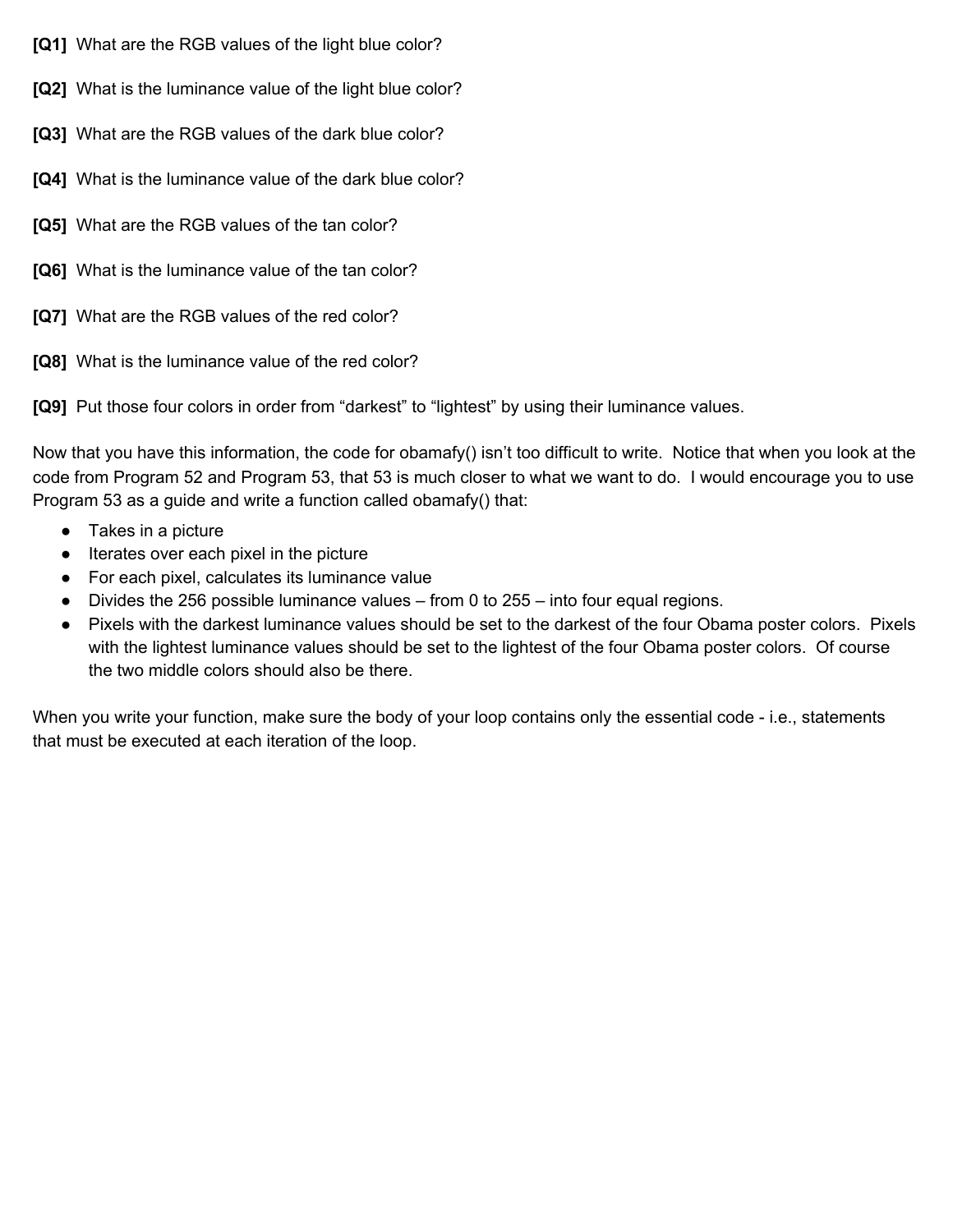**[Q1]** What are the RGB values of the light blue color?

**[Q2]** What is the luminance value of the light blue color?

**[Q3]** What are the RGB values of the dark blue color?

**[Q4]** What is the luminance value of the dark blue color?

**[Q5]** What are the RGB values of the tan color?

**[Q6]** What is the luminance value of the tan color?

**[Q7]** What are the RGB values of the red color?

**[Q8]** What is the luminance value of the red color?

**[Q9]** Put those four colors in order from "darkest" to "lightest" by using their luminance values.

Now that you have this information, the code for obamafy() isn't too difficult to write. Notice that when you look at the code from Program 52 and Program 53, that 53 is much closer to what we want to do. I would encourage you to use Program 53 as a guide and write a function called obamafy() that:

- Takes in a picture
- Iterates over each pixel in the picture
- For each pixel, calculates its luminance value
- Divides the 256 possible luminance values – from 0 to 255 – into four equal regions.
- Pixels with the darkest luminance values should be set to the darkest of the four Obama poster colors. Pixels with the lightest luminance values should be set to the lightest of the four Obama poster colors. Of course the two middle colors should also be there.

When you write your function, make sure the body of your loop contains only the essential code - i.e., statements that must be executed at each iteration of the loop.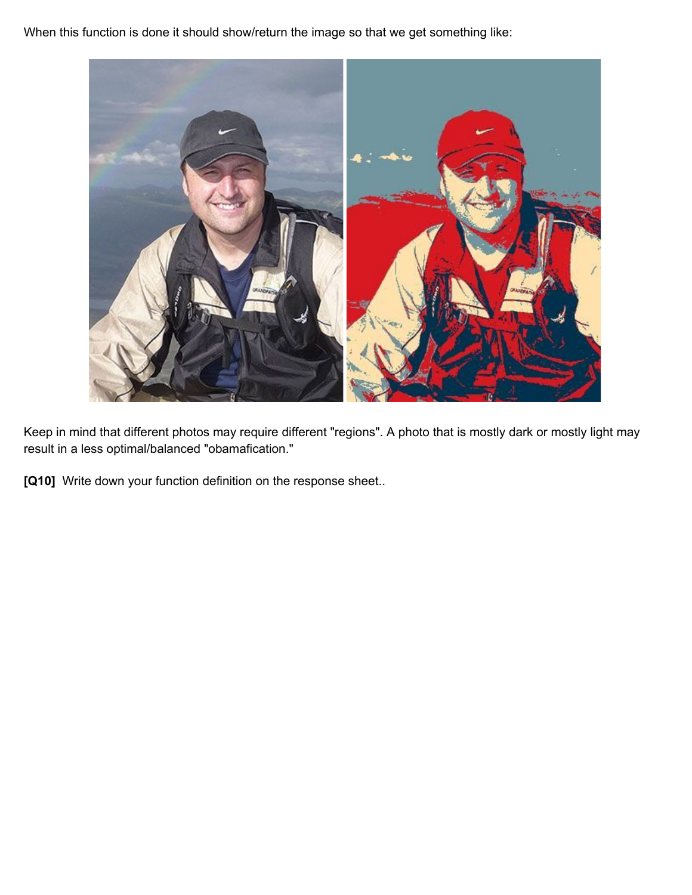When this function is done it should show/return the image so that we get something like:

Keep in mind that different photos may require different "regions". A photo that is mostly dark or mostly light may result in a less optimal/balanced "obamafication."

**[Q10]** Write down your function definition on the response sheet..